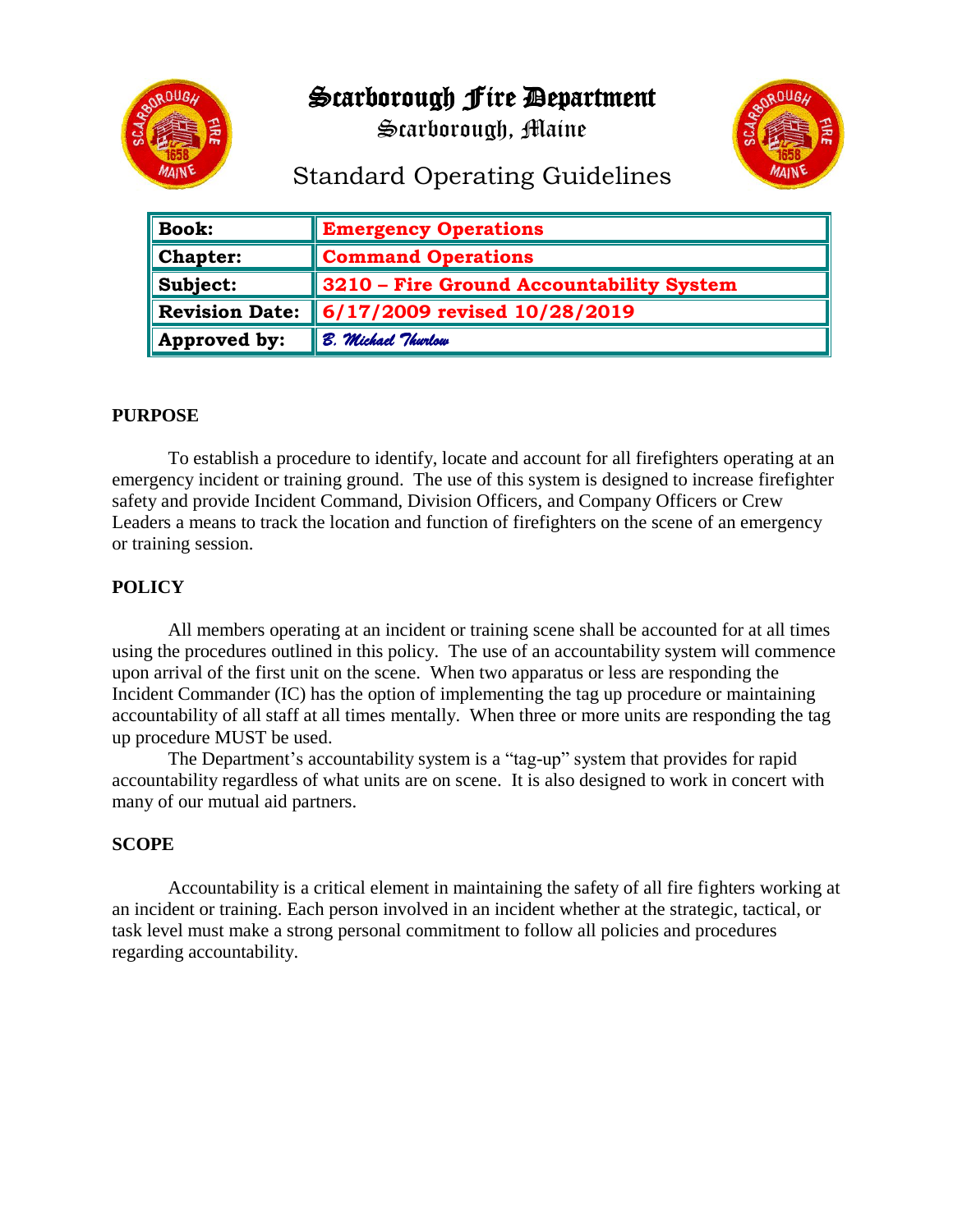# Scarborough Fire Department

## Scarborough, Maine

## Standard Operating Guidelines

| **Book:** | **Emergency Operations** |
|---|---|
| **Chapter:** | **Command Operations** |
| **Subject:** | **3210 – Fire Ground Accountability System** |
| **Revision Date:** | **6/17/2009 revised 10/28/2019** |
| **Approved by:** | *B. Michael Thurlow* |

### PURPOSE

To establish a procedure to identify, locate and account for all firefighters operating at an emergency incident or training ground. The use of this system is designed to increase firefighter safety and provide Incident Command, Division Officers, and Company Officers or Crew Leaders a means to track the location and function of firefighters on the scene of an emergency or training session.

### POLICY

All members operating at an incident or training scene shall be accounted for at all times using the procedures outlined in this policy. The use of an accountability system will commence upon arrival of the first unit on the scene. When two apparatus or less are responding the Incident Commander (IC) has the option of implementing the tag up procedure or maintaining accountability of all staff at all times mentally. When three or more units are responding the tag up procedure MUST be used.

The Department's accountability system is a "tag-up" system that provides for rapid accountability regardless of what units are on scene. It is also designed to work in concert with many of our mutual aid partners.

### SCOPE

Accountability is a critical element in maintaining the safety of all fire fighters working at an incident or training. Each person involved in an incident whether at the strategic, tactical, or task level must make a strong personal commitment to follow all policies and procedures regarding accountability.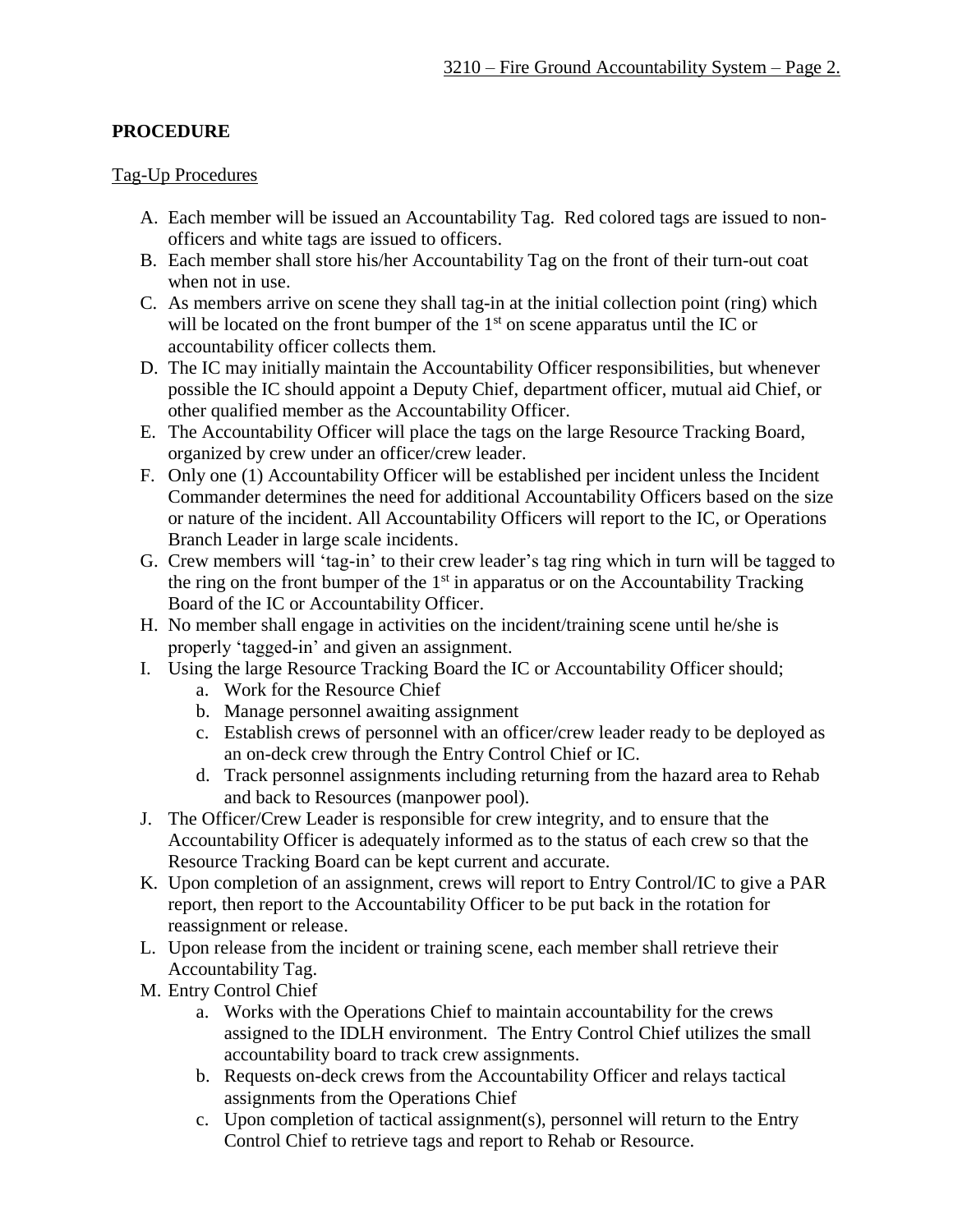## PROCEDURE

Tag-Up Procedures

A. Each member will be issued an Accountability Tag. Red colored tags are issued to non-officers and white tags are issued to officers.
B. Each member shall store his/her Accountability Tag on the front of their turn-out coat when not in use.
C. As members arrive on scene they shall tag-in at the initial collection point (ring) which will be located on the front bumper of the 1st on scene apparatus until the IC or accountability officer collects them.
D. The IC may initially maintain the Accountability Officer responsibilities, but whenever possible the IC should appoint a Deputy Chief, department officer, mutual aid Chief, or other qualified member as the Accountability Officer.
E. The Accountability Officer will place the tags on the large Resource Tracking Board, organized by crew under an officer/crew leader.
F. Only one (1) Accountability Officer will be established per incident unless the Incident Commander determines the need for additional Accountability Officers based on the size or nature of the incident. All Accountability Officers will report to the IC, or Operations Branch Leader in large scale incidents.
G. Crew members will 'tag-in' to their crew leader's tag ring which in turn will be tagged to the ring on the front bumper of the 1st in apparatus or on the Accountability Tracking Board of the IC or Accountability Officer.
H. No member shall engage in activities on the incident/training scene until he/she is properly 'tagged-in' and given an assignment.
I. Using the large Resource Tracking Board the IC or Accountability Officer should;
   a. Work for the Resource Chief
   b. Manage personnel awaiting assignment
   c. Establish crews of personnel with an officer/crew leader ready to be deployed as an on-deck crew through the Entry Control Chief or IC.
   d. Track personnel assignments including returning from the hazard area to Rehab and back to Resources (manpower pool).
J. The Officer/Crew Leader is responsible for crew integrity, and to ensure that the Accountability Officer is adequately informed as to the status of each crew so that the Resource Tracking Board can be kept current and accurate.
K. Upon completion of an assignment, crews will report to Entry Control/IC to give a PAR report, then report to the Accountability Officer to be put back in the rotation for reassignment or release.
L. Upon release from the incident or training scene, each member shall retrieve their Accountability Tag.
M. Entry Control Chief
   a. Works with the Operations Chief to maintain accountability for the crews assigned to the IDLH environment. The Entry Control Chief utilizes the small accountability board to track crew assignments.
   b. Requests on-deck crews from the Accountability Officer and relays tactical assignments from the Operations Chief
   c. Upon completion of tactical assignment(s), personnel will return to the Entry Control Chief to retrieve tags and report to Rehab or Resource.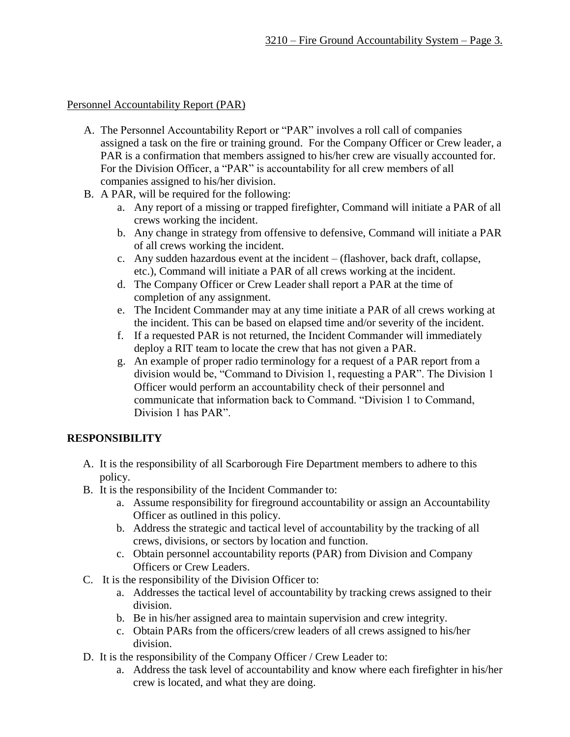Personnel Accountability Report (PAR)

A. The Personnel Accountability Report or "PAR" involves a roll call of companies assigned a task on the fire or training ground. For the Company Officer or Crew leader, a PAR is a confirmation that members assigned to his/her crew are visually accounted for. For the Division Officer, a "PAR" is accountability for all crew members of all companies assigned to his/her division.
B. A PAR, will be required for the following:
    a. Any report of a missing or trapped firefighter, Command will initiate a PAR of all crews working the incident.
    b. Any change in strategy from offensive to defensive, Command will initiate a PAR of all crews working the incident.
    c. Any sudden hazardous event at the incident – (flashover, back draft, collapse, etc.), Command will initiate a PAR of all crews working at the incident.
    d. The Company Officer or Crew Leader shall report a PAR at the time of completion of any assignment.
    e. The Incident Commander may at any time initiate a PAR of all crews working at the incident. This can be based on elapsed time and/or severity of the incident.
    f. If a requested PAR is not returned, the Incident Commander will immediately deploy a RIT team to locate the crew that has not given a PAR.
    g. An example of proper radio terminology for a request of a PAR report from a division would be, "Command to Division 1, requesting a PAR". The Division 1 Officer would perform an accountability check of their personnel and communicate that information back to Command. "Division 1 to Command, Division 1 has PAR".

**RESPONSIBILITY**

A. It is the responsibility of all Scarborough Fire Department members to adhere to this policy.
B. It is the responsibility of the Incident Commander to:
    a. Assume responsibility for fireground accountability or assign an Accountability Officer as outlined in this policy.
    b. Address the strategic and tactical level of accountability by the tracking of all crews, divisions, or sectors by location and function.
    c. Obtain personnel accountability reports (PAR) from Division and Company Officers or Crew Leaders.
C. It is the responsibility of the Division Officer to:
    a. Addresses the tactical level of accountability by tracking crews assigned to their division.
    b. Be in his/her assigned area to maintain supervision and crew integrity.
    c. Obtain PARs from the officers/crew leaders of all crews assigned to his/her division.
D. It is the responsibility of the Company Officer / Crew Leader to:
    a. Address the task level of accountability and know where each firefighter in his/her crew is located, and what they are doing.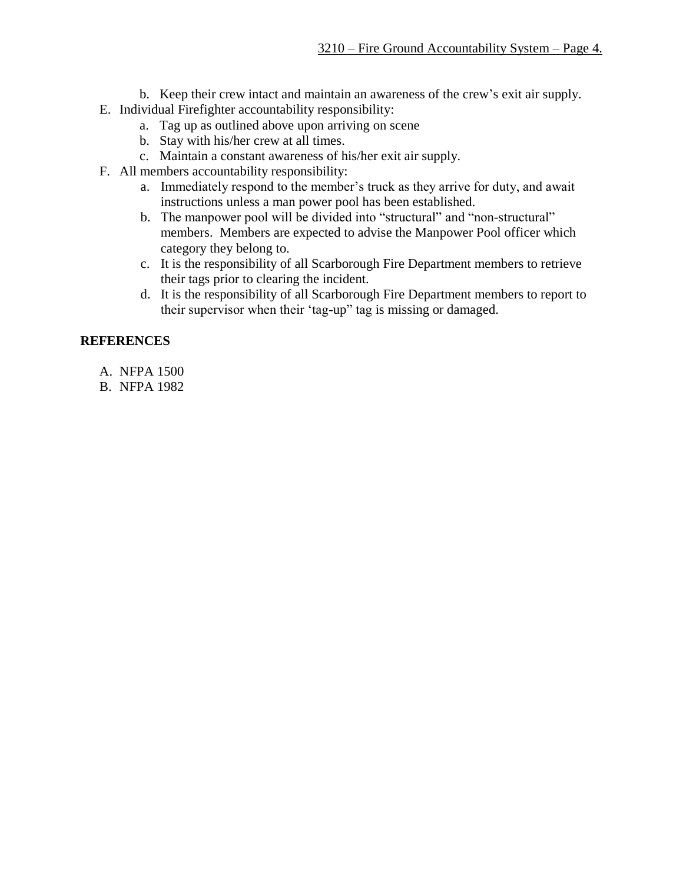b. Keep their crew intact and maintain an awareness of the crew's exit air supply.

E. Individual Firefighter accountability responsibility:
   a. Tag up as outlined above upon arriving on scene
   b. Stay with his/her crew at all times.
   c. Maintain a constant awareness of his/her exit air supply.

F. All members accountability responsibility:
   a. Immediately respond to the member's truck as they arrive for duty, and await instructions unless a man power pool has been established.
   b. The manpower pool will be divided into "structural" and "non-structural" members. Members are expected to advise the Manpower Pool officer which category they belong to.
   c. It is the responsibility of all Scarborough Fire Department members to retrieve their tags prior to clearing the incident.
   d. It is the responsibility of all Scarborough Fire Department members to report to their supervisor when their 'tag-up" tag is missing or damaged.

## REFERENCES

A. NFPA 1500
B. NFPA 1982